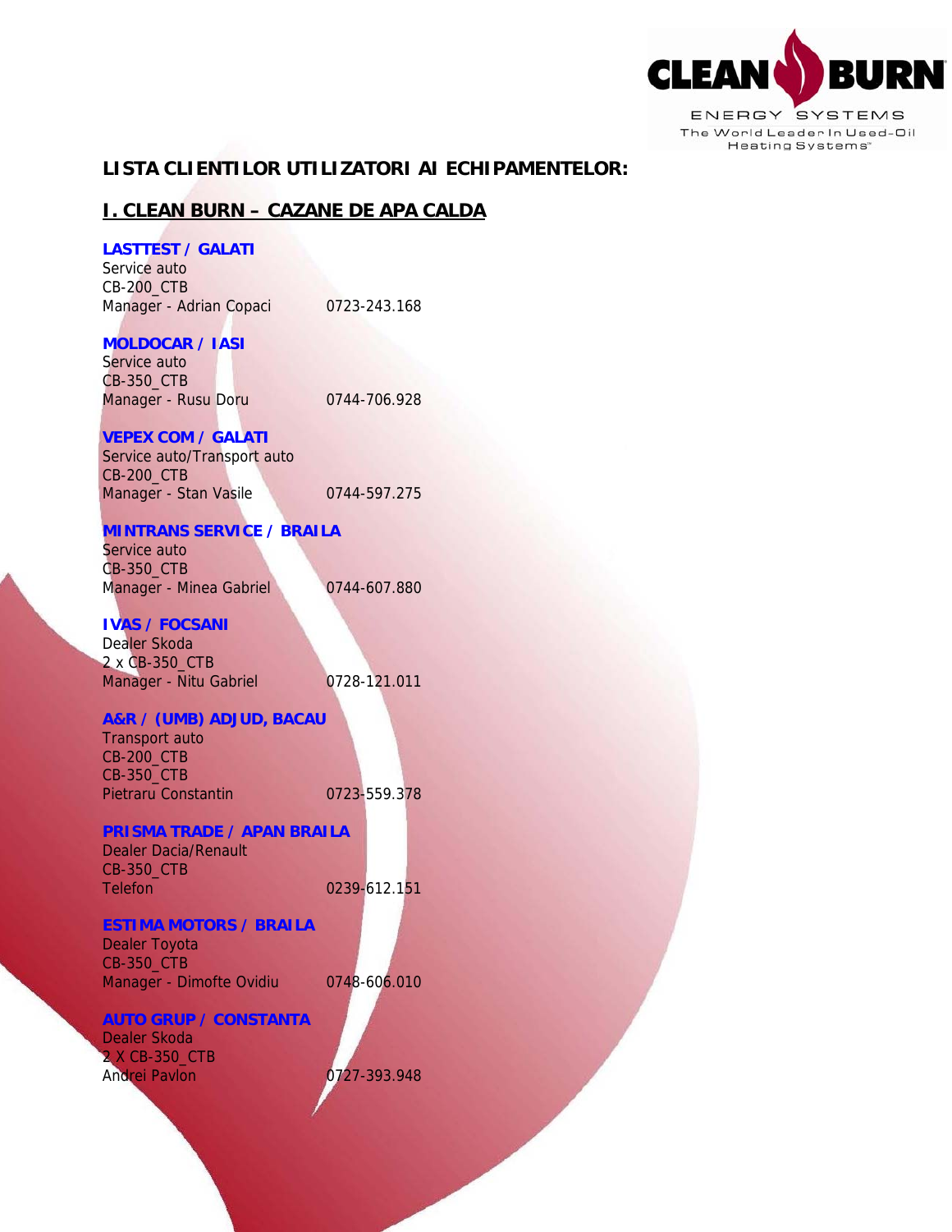CLEAN BURN
ENERGY SYSTEMS
The World Leader In Used-Oil Heating Systems™

## LISTA CLIENTILOR UTILIZATORI AI ECHIPAMENTELOR:

### I. CLEAN BURN – CAZANE DE APA CALDA

**LASTTEST / GALATI**
Service auto
CB-200_CTB
Manager - Adrian Copaci 0723-243.168

**MOLDOCAR / IASI**
Service auto
CB-350_CTB
Manager - Rusu Doru 0744-706.928

**VEPEX COM / GALATI**
Service auto/Transport auto
CB-200_CTB
Manager - Stan Vasile 0744-597.275

**MINTRANS SERVICE / BRAILA**
Service auto
CB-350_CTB
Manager - Minea Gabriel 0744-607.880

**IVAS / FOCSANI**
Dealer Skoda
2 x CB-350_CTB
Manager - Nitu Gabriel 0728-121.011

**A&R / (UMB) ADJUD, BACAU**
Transport auto
CB-200_CTB
CB-350_CTB
Pietraru Constantin 0723-559.378

**PRISMA TRADE / APAN BRAILA**
Dealer Dacia/Renault
CB-350_CTB
Telefon 0239-612.151

**ESTIMA MOTORS / BRAILA**
Dealer Toyota
CB-350_CTB
Manager - Dimofte Ovidiu 0748-606.010

**AUTO GRUP / CONSTANTA**
Dealer Skoda
2 X CB-350_CTB
Andrei Pavlon 0727-393.948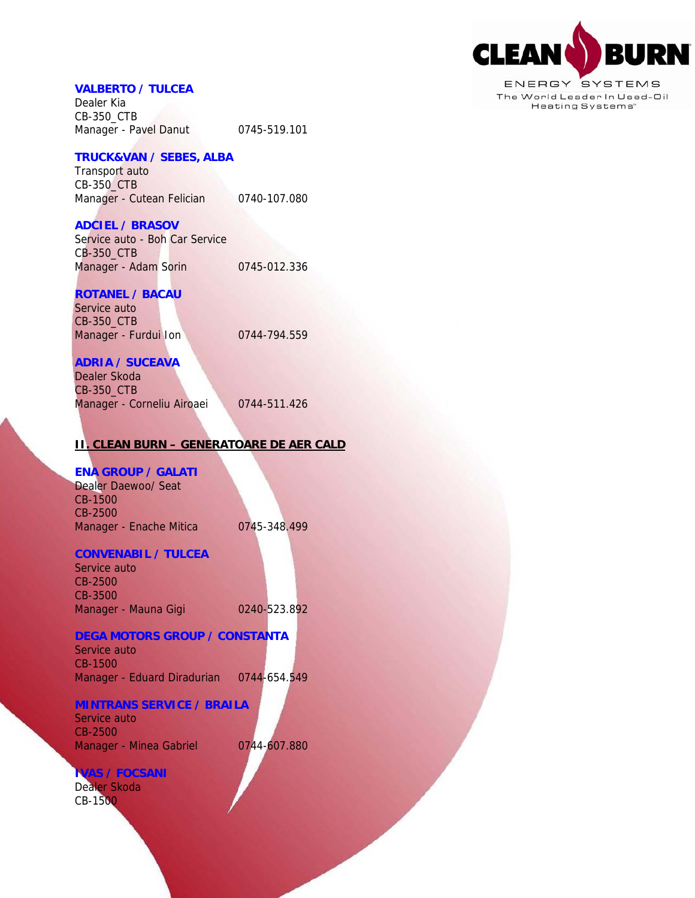**VALBERTO / TULCEA**
Dealer Kia
CB-350_CTB
Manager - Pavel Danut 0745-519.101

**TRUCK&VAN / SEBES, ALBA**
Transport auto
CB-350_CTB
Manager - Cutean Felician 0740-107.080

**ADCIEL / BRASOV**
Service auto - Boh Car Service
CB-350_CTB
Manager - Adam Sorin 0745-012.336

**ROTANEL / BACAU**
Service auto
CB-350_CTB
Manager - Furdui Ion 0744-794.559

**ADRIA / SUCEAVA**
Dealer Skoda
CB-350_CTB
Manager - Corneliu Airoaei 0744-511.426

## II. CLEAN BURN – GENERATOARE DE AER CALD

**ENA GROUP / GALATI**
Dealer Daewoo/ Seat
CB-1500
CB-2500
Manager - Enache Mitica 0745-348.499

**CONVENABIL / TULCEA**
Service auto
CB-2500
CB-3500
Manager - Mauna Gigi 0240-523.892

**DEGA MOTORS GROUP / CONSTANTA**
Service auto
CB-1500
Manager - Eduard Diradurian 0744-654.549

**MINTRANS SERVICE / BRAILA**
Service auto
CB-2500
Manager - Minea Gabriel 0744-607.880

**IVAS / FOCSANI**
Dealer Skoda
CB-1500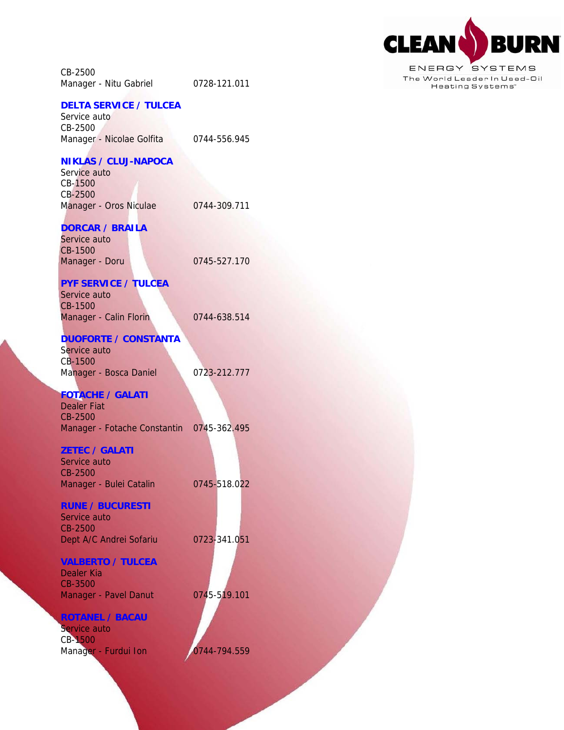CB-2500
Manager - Nitu Gabriel 0728-121.011

**DELTA SERVICE / TULCEA**
Service auto
CB-2500
Manager - Nicolae Golfita 0744-556.945

**NIKLAS / CLUJ-NAPOCA**
Service auto
CB-1500
CB-2500
Manager - Oros Niculae 0744-309.711

**DORCAR / BRAILA**
Service auto
CB-1500
Manager - Doru 0745-527.170

**PYF SERVICE / TULCEA**
Service auto
CB-1500
Manager - Calin Florin 0744-638.514

**DUOFORTE / CONSTANTA**
Service auto
CB-1500
Manager - Bosca Daniel 0723-212.777

**FOTACHE / GALATI**
Dealer Fiat
CB-2500
Manager - Fotache Constantin 0745-362.495

**ZETEC / GALATI**
Service auto
CB-2500
Manager - Bulei Catalin 0745-518.022

**RUNE / BUCURESTI**
Service auto
CB-2500
Dept A/C Andrei Sofariu 0723-341.051

**VALBERTO / TULCEA**
Dealer Kia
CB-3500
Manager - Pavel Danut 0745-519.101

**ROTANEL / BACAU**
Service auto
CB-1500
Manager - Furdui Ion 0744-794.559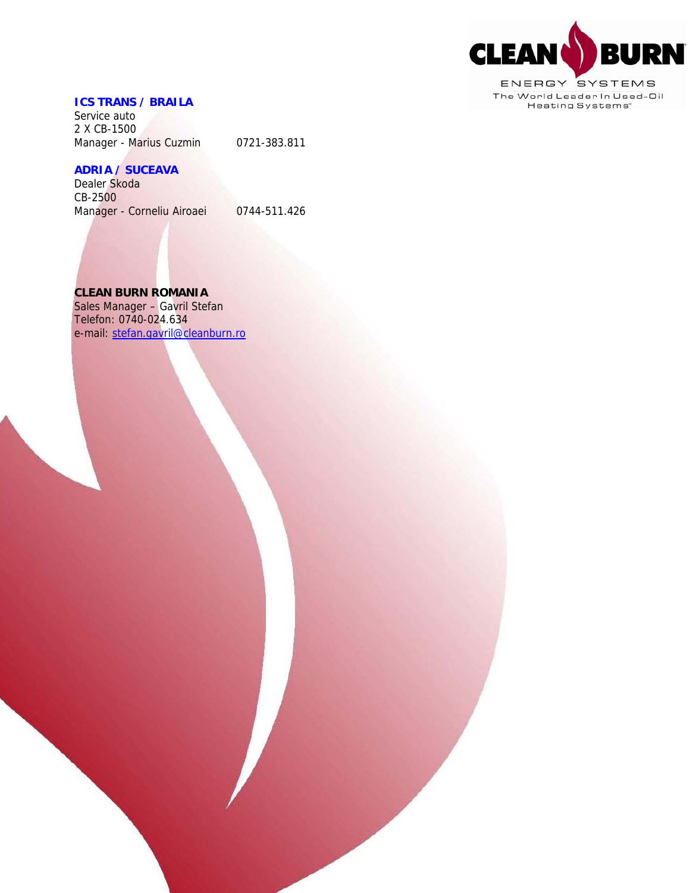**ICS TRANS / BRAILA**
Service auto
2 X CB-1500
Manager - Marius Cuzmin 0721-383.811

**ADRIA / SUCEAVA**
Dealer Skoda
CB-2500
Manager - Corneliu Airoaei 0744-511.426

**CLEAN BURN ROMANIA**
Sales Manager – Gavril Stefan
Telefon: 0740-024.634
e-mail: stefan.gavril@cleanburn.ro